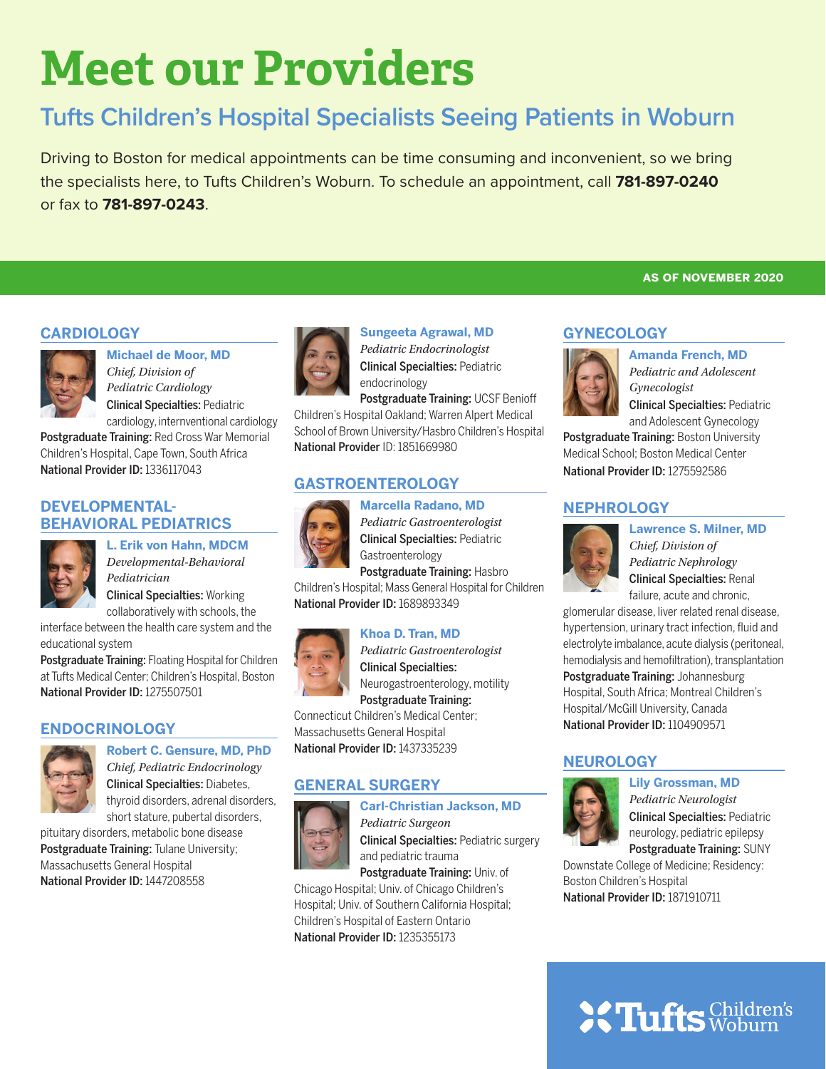# Meet our Providers

## Tufts Children's Hospital Specialists Seeing Patients in Woburn

Driving to Boston for medical appointments can be time consuming and inconvenient, so we bring the specialists here, to Tufts Children's Woburn. To schedule an appointment, call **781-897-0240** or fax to **781-897-0243**.

**AS OF NOVEMBER 2020**

### CARDIOLOGY

**Michael de Moor, MD**
*Chief, Division of Pediatric Cardiology*
**Clinical Specialties:** Pediatric cardiology, internventional cardiology
**Postgraduate Training:** Red Cross War Memorial Children's Hospital, Cape Town, South Africa
**National Provider ID:** 1336117043

### DEVELOPMENTAL-BEHAVIORAL PEDIATRICS

**L. Erik von Hahn, MDCM**
*Developmental-Behavioral Pediatrician*
**Clinical Specialties:** Working collaboratively with schools, the interface between the health care system and the educational system
**Postgraduate Training:** Floating Hospital for Children at Tufts Medical Center; Children's Hospital, Boston
**National Provider ID:** 1275507501

### ENDOCRINOLOGY

**Robert C. Gensure, MD, PhD**
*Chief, Pediatric Endocrinology*
**Clinical Specialties:** Diabetes, thyroid disorders, adrenal disorders, short stature, pubertal disorders, pituitary disorders, metabolic bone disease
**Postgraduate Training:** Tulane University; Massachusetts General Hospital
**National Provider ID:** 1447208558

**Sungeeta Agrawal, MD**
*Pediatric Endocrinologist*
**Clinical Specialties:** Pediatric endocrinology
**Postgraduate Training:** UCSF Benioff Children's Hospital Oakland; Warren Alpert Medical School of Brown University/Hasbro Children's Hospital
**National Provider** ID: 1851669980

### GASTROENTEROLOGY

**Marcella Radano, MD**
*Pediatric Gastroenterologist*
**Clinical Specialties:** Pediatric Gastroenterology
**Postgraduate Training:** Hasbro Children's Hospital; Mass General Hospital for Children
**National Provider ID:** 1689893349

**Khoa D. Tran, MD**
*Pediatric Gastroenterologist*
**Clinical Specialties:** Neurogastroenterology, motility
**Postgraduate Training:** Connecticut Children's Medical Center; Massachusetts General Hospital
**National Provider ID:** 1437335239

### GENERAL SURGERY

**Carl-Christian Jackson, MD**
*Pediatric Surgeon*
**Clinical Specialties:** Pediatric surgery and pediatric trauma
**Postgraduate Training:** Univ. of Chicago Hospital; Univ. of Chicago Children's Hospital; Univ. of Southern California Hospital; Children's Hospital of Eastern Ontario
**National Provider ID:** 1235355173

### GYNECOLOGY

**Amanda French, MD**
*Pediatric and Adolescent Gynecologist*
**Clinical Specialties:** Pediatric and Adolescent Gynecology
**Postgraduate Training:** Boston University Medical School; Boston Medical Center
**National Provider ID:** 1275592586

### NEPHROLOGY

**Lawrence S. Milner, MD**
*Chief, Division of Pediatric Nephrology*
**Clinical Specialties:** Renal failure, acute and chronic, glomerular disease, liver related renal disease, hypertension, urinary tract infection, fluid and electrolyte imbalance, acute dialysis (peritoneal, hemodialysis and hemofiltration), transplantation
**Postgraduate Training:** Johannesburg Hospital, South Africa; Montreal Children's Hospital/McGill University, Canada
**National Provider ID:** 1104909571

### NEUROLOGY

**Lily Grossman, MD**
*Pediatric Neurologist*
**Clinical Specialties:** Pediatric neurology, pediatric epilepsy
**Postgraduate Training:** SUNY Downstate College of Medicine; Residency: Boston Children's Hospital
**National Provider ID:** 1871910711

Tufts Children's Woburn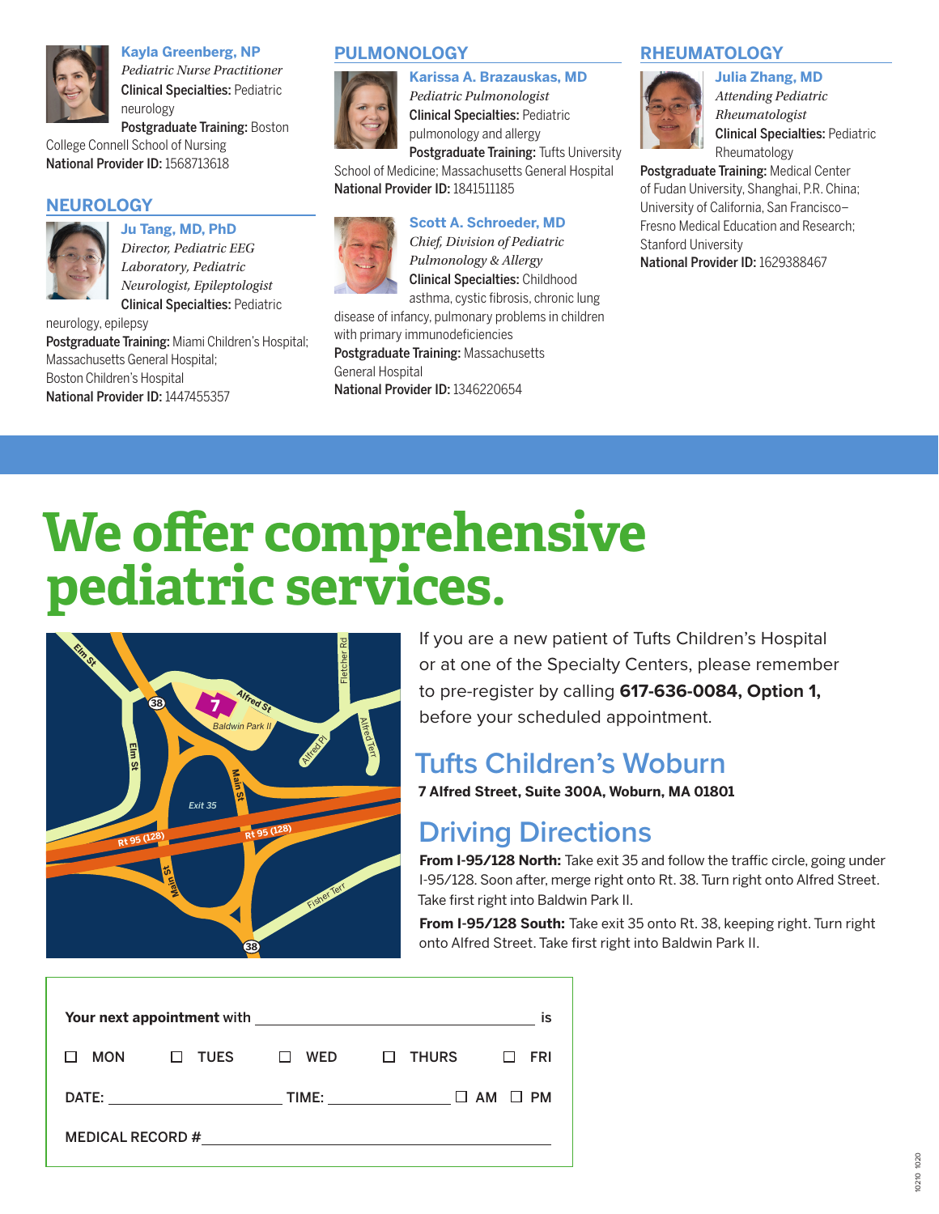**Kayla Greenberg, NP**
*Pediatric Nurse Practitioner*
**Clinical Specialties:** Pediatric neurology
**Postgraduate Training:** Boston College Connell School of Nursing
**National Provider ID:** 1568713618

## NEUROLOGY

**Ju Tang, MD, PhD**
*Director, Pediatric EEG Laboratory, Pediatric Neurologist, Epileptologist*
**Clinical Specialties:** Pediatric neurology, epilepsy
**Postgraduate Training:** Miami Children's Hospital; Massachusetts General Hospital; Boston Children's Hospital
**National Provider ID:** 1447455357

## PULMONOLOGY

**Karissa A. Brazauskas, MD**
*Pediatric Pulmonologist*
**Clinical Specialties:** Pediatric pulmonology and allergy
**Postgraduate Training:** Tufts University School of Medicine; Massachusetts General Hospital
**National Provider ID:** 1841511185

**Scott A. Schroeder, MD**
*Chief, Division of Pediatric Pulmonology & Allergy*
**Clinical Specialties:** Childhood asthma, cystic fibrosis, chronic lung disease of infancy, pulmonary problems in children with primary immunodeficiencies
**Postgraduate Training:** Massachusetts General Hospital
**National Provider ID:** 1346220654

## RHEUMATOLOGY

**Julia Zhang, MD**
*Attending Pediatric Rheumatologist*
**Clinical Specialties:** Pediatric Rheumatology
**Postgraduate Training:** Medical Center of Fudan University, Shanghai, P.R. China; University of California, San Francisco–Fresno Medical Education and Research; Stanford University
**National Provider ID:** 1629388467

# We offer comprehensive pediatric services.

Elm St
38
7
Alfred St
Baldwin Park II
Fletcher Rd
Alfred Pl
Alfred Terr
Elm St
Main St
Exit 35
Rt 95 (128)
Rt 95 (128)
Main St
Fisher Terr
38

If you are a new patient of Tufts Children's Hospital or at one of the Specialty Centers, please remember to pre-register by calling **617-636-0084, Option 1,** before your scheduled appointment.

## Tufts Children's Woburn

**7 Alfred Street, Suite 300A, Woburn, MA 01801**

## Driving Directions

**From I-95/128 North:** Take exit 35 and follow the traffic circle, going under I-95/128. Soon after, merge right onto Rt. 38. Turn right onto Alfred Street. Take first right into Baldwin Park II.

**From I-95/128 South:** Take exit 35 onto Rt. 38, keeping right. Turn right onto Alfred Street. Take first right into Baldwin Park II.

**Your next appointment with** ______________________________ **is**

☐ MON ☐ TUES ☐ WED ☐ THURS ☐ FRI

DATE: ____________________ TIME: ______________ ☐ AM ☐ PM

MEDICAL RECORD # ______________________________

10210 1020